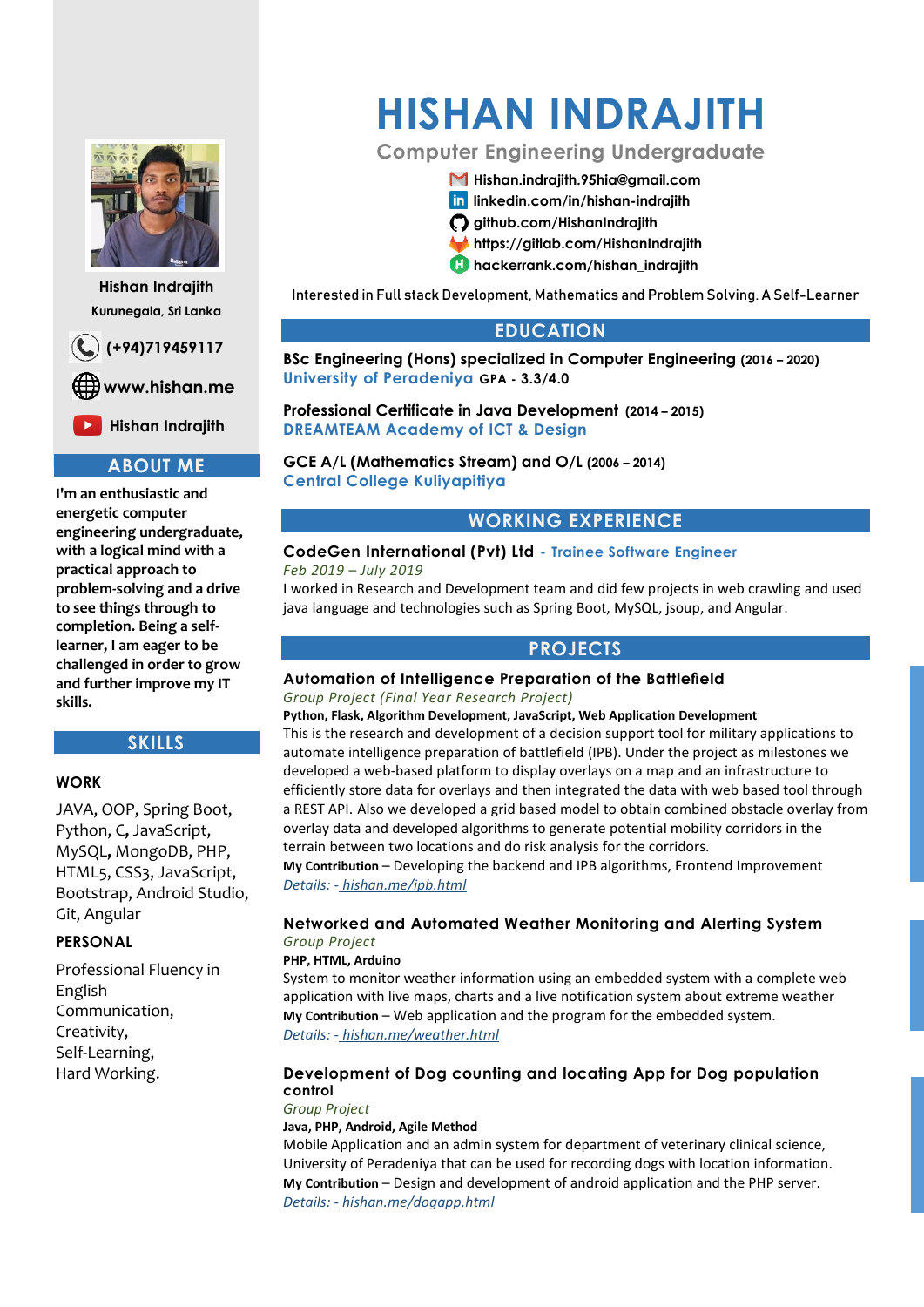# HISHAN INDRAJITH

**Computer Engineering Undergraduate**

Hishan.indrajith.95hia@gmail.com
linkedin.com/in/hishan-indrajith
github.com/HishanIndrajith
https://gitlab.com/HishanIndrajith
hackerrank.com/hishan_indrajith

Interested in Full stack Development, Mathematics and Problem Solving. A Self-Learner

Hishan Indrajith
Kurunegala, Sri Lanka

(+94)719459117
www.hishan.me
Hishan Indrajith

## ABOUT ME

**I'm an enthusiastic and energetic computer engineering undergraduate, with a logical mind with a practical approach to problem-solving and a drive to see things through to completion. Being a self-learner, I am eager to be challenged in order to grow and further improve my IT skills.**

## SKILLS

### WORK

JAVA, OOP, Spring Boot, Python, C, JavaScript, MySQL, MongoDB, PHP, HTML5, CSS3, JavaScript, Bootstrap, Android Studio, Git, Angular

### PERSONAL

Professional Fluency in English
Communication,
Creativity,
Self-Learning,
Hard Working.

## EDUCATION

**BSc Engineering (Hons) specialized in Computer Engineering (2016 – 2020)**
University of Peradeniya **GPA - 3.3/4.0**

**Professional Certificate in Java Development (2014 – 2015)**
DREAMTEAM Academy of ICT & Design

**GCE A/L (Mathematics Stream) and O/L (2006 – 2014)**
Central College Kuliyapitiya

## WORKING EXPERIENCE

**CodeGen International (Pvt) Ltd** - Trainee Software Engineer
*Feb 2019 – July 2019*
I worked in Research and Development team and did few projects in web crawling and used java language and technologies such as Spring Boot, MySQL, jsoup, and Angular.

## PROJECTS

### Automation of Intelligence Preparation of the Battlefield

*Group Project (Final Year Research Project)*
**Python, Flask, Algorithm Development, JavaScript, Web Application Development**
This is the research and development of a decision support tool for military applications to automate intelligence preparation of battlefield (IPB). Under the project as milestones we developed a web-based platform to display overlays on a map and an infrastructure to efficiently store data for overlays and then integrated the data with web based tool through a REST API. Also we developed a grid based model to obtain combined obstacle overlay from overlay data and developed algorithms to generate potential mobility corridors in the terrain between two locations and do risk analysis for the corridors.
**My Contribution** – Developing the backend and IPB algorithms, Frontend Improvement
*Details: - hishan.me/ipb.html*

### Networked and Automated Weather Monitoring and Alerting System

*Group Project*
**PHP, HTML, Arduino**
System to monitor weather information using an embedded system with a complete web application with live maps, charts and a live notification system about extreme weather
**My Contribution** – Web application and the program for the embedded system.
*Details: - hishan.me/weather.html*

### Development of Dog counting and locating App for Dog population control

*Group Project*
**Java, PHP, Android, Agile Method**
Mobile Application and an admin system for department of veterinary clinical science, University of Peradeniya that can be used for recording dogs with location information.
**My Contribution** – Design and development of android application and the PHP server.
*Details: - hishan.me/dogapp.html*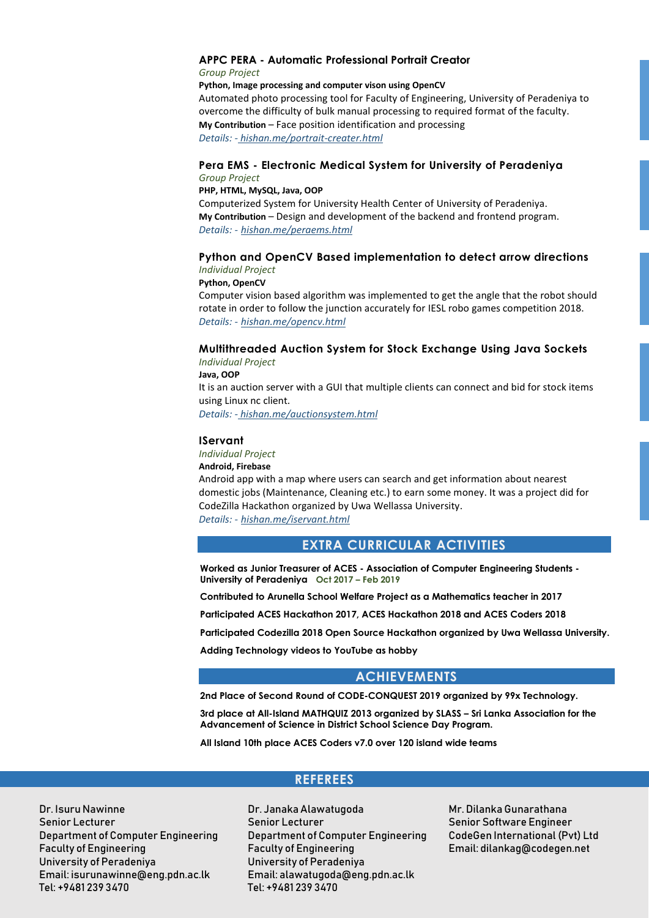### APPC PERA - Automatic Professional Portrait Creator

*Group Project*

**Python, Image processing and computer vison using OpenCV**

Automated photo processing tool for Faculty of Engineering, University of Peradeniya to overcome the difficulty of bulk manual processing to required format of the faculty.

**My Contribution** – Face position identification and processing

*Details: - hishan.me/portrait-creater.html*

### Pera EMS - Electronic Medical System for University of Peradeniya

*Group Project*

**PHP, HTML, MySQL, Java, OOP**

Computerized System for University Health Center of University of Peradeniya.

**My Contribution** – Design and development of the backend and frontend program.

*Details: - hishan.me/peraems.html*

### Python and OpenCV Based implementation to detect arrow directions

*Individual Project*

**Python, OpenCV**

Computer vision based algorithm was implemented to get the angle that the robot should rotate in order to follow the junction accurately for IESL robo games competition 2018.

*Details: - hishan.me/opencv.html*

### Multithreaded Auction System for Stock Exchange Using Java Sockets

*Individual Project*

**Java, OOP**

It is an auction server with a GUI that multiple clients can connect and bid for stock items using Linux nc client.

*Details: - hishan.me/auctionsystem.html*

### IServant

*Individual Project*

**Android, Firebase**

Android app with a map where users can search and get information about nearest domestic jobs (Maintenance, Cleaning etc.) to earn some money. It was a project did for CodeZilla Hackathon organized by Uwa Wellassa University.

*Details: - hishan.me/iservant.html*

## EXTRA CURRICULAR ACTIVITIES

**Worked as Junior Treasurer of ACES - Association of Computer Engineering Students - University of Peradeniya** Oct 2017 – Feb 2019

**Contributed to Arunella School Welfare Project as a Mathematics teacher in 2017**

**Participated ACES Hackathon 2017, ACES Hackathon 2018 and ACES Coders 2018**

**Participated Codezilla 2018 Open Source Hackathon organized by Uwa Wellassa University.**

**Adding Technology videos to YouTube as hobby**

## ACHIEVEMENTS

**2nd Place of Second Round of CODE-CONQUEST 2019 organized by 99x Technology.**

**3rd place at All-Island MATHQUIZ 2013 organized by SLASS – Sri Lanka Association for the Advancement of Science in District School Science Day Program.**

**All Island 10th place ACES Coders v7.0 over 120 island wide teams**

## REFEREES

Dr. Isuru Nawinne
Senior Lecturer
Department of Computer Engineering
Faculty of Engineering
University of Peradeniya
Email: isurunawinne@eng.pdn.ac.lk
Tel: +9481 239 3470

Dr. Janaka Alawatugoda
Senior Lecturer
Department of Computer Engineering
Faculty of Engineering
University of Peradeniya
Email: alawatugoda@eng.pdn.ac.lk
Tel: +9481 239 3470

Mr. Dilanka Gunarathana
Senior Software Engineer
CodeGen International (Pvt) Ltd
Email: dilankag@codegen.net